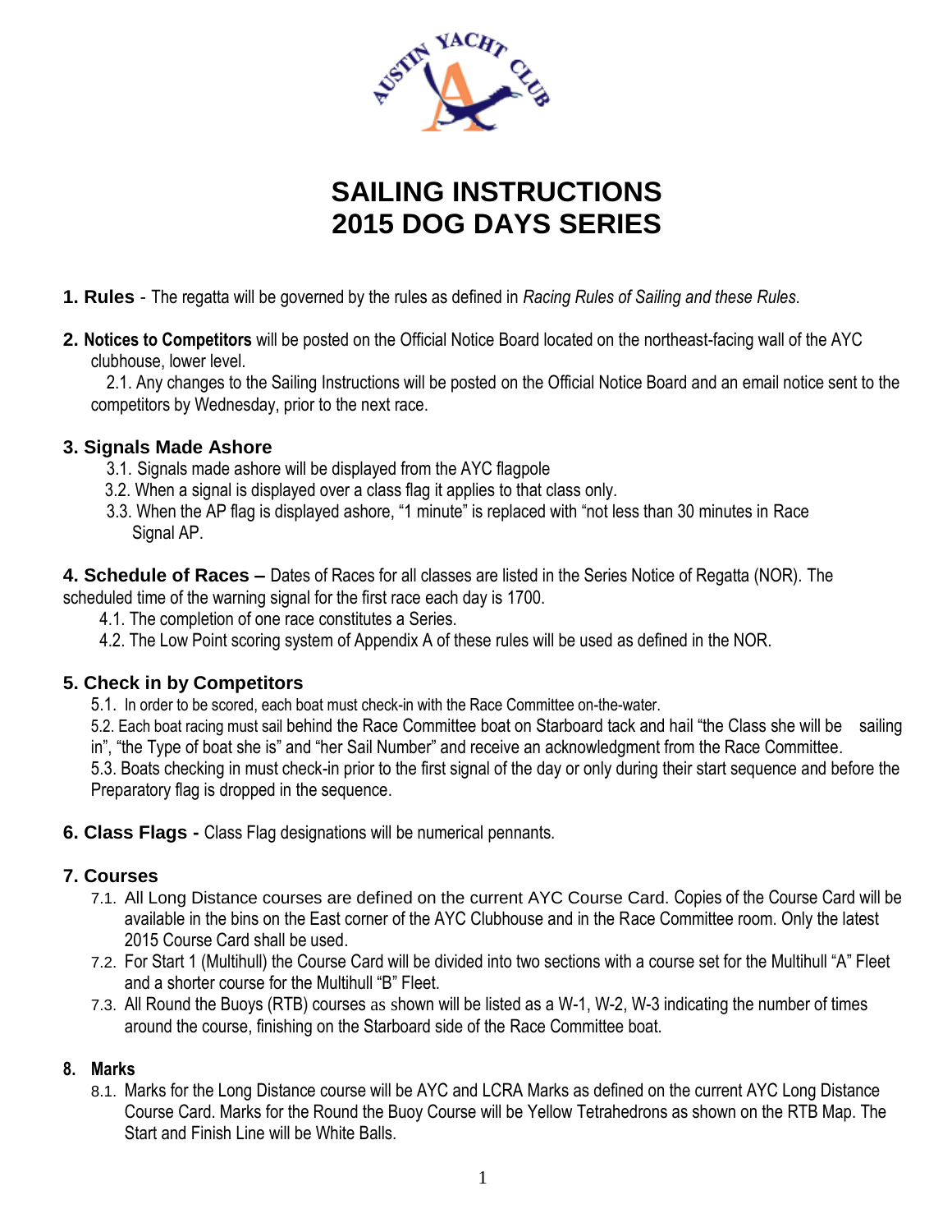# SAILING INSTRUCTIONS
# 2015 DOG DAYS SERIES

**1. Rules** - The regatta will be governed by the rules as defined in *Racing Rules of Sailing and these Rules*.

**2. Notices to Competitors** will be posted on the Official Notice Board located on the northeast-facing wall of the AYC clubhouse, lower level.

2.1. Any changes to the Sailing Instructions will be posted on the Official Notice Board and an email notice sent to the competitors by Wednesday, prior to the next race.

## 3. Signals Made Ashore

3.1. Signals made ashore will be displayed from the AYC flagpole

3.2. When a signal is displayed over a class flag it applies to that class only.

3.3. When the AP flag is displayed ashore, "1 minute" is replaced with "not less than 30 minutes in Race Signal AP.

**4. Schedule of Races –** Dates of Races for all classes are listed in the Series Notice of Regatta (NOR). The scheduled time of the warning signal for the first race each day is 1700.

4.1. The completion of one race constitutes a Series.

4.2. The Low Point scoring system of Appendix A of these rules will be used as defined in the NOR.

## 5. Check in by Competitors

5.1. In order to be scored, each boat must check-in with the Race Committee on-the-water.

5.2. Each boat racing must sail behind the Race Committee boat on Starboard tack and hail "the Class she will be sailing in", "the Type of boat she is" and "her Sail Number" and receive an acknowledgment from the Race Committee.

5.3. Boats checking in must check-in prior to the first signal of the day or only during their start sequence and before the Preparatory flag is dropped in the sequence.

**6. Class Flags -** Class Flag designations will be numerical pennants.

## 7. Courses

7.1. All Long Distance courses are defined on the current AYC Course Card. Copies of the Course Card will be available in the bins on the East corner of the AYC Clubhouse and in the Race Committee room. Only the latest 2015 Course Card shall be used.

7.2. For Start 1 (Multihull) the Course Card will be divided into two sections with a course set for the Multihull "A" Fleet and a shorter course for the Multihull "B" Fleet.

7.3. All Round the Buoys (RTB) courses as shown will be listed as a W-1, W-2, W-3 indicating the number of times around the course, finishing on the Starboard side of the Race Committee boat.

## 8. Marks

8.1. Marks for the Long Distance course will be AYC and LCRA Marks as defined on the current AYC Long Distance Course Card. Marks for the Round the Buoy Course will be Yellow Tetrahedrons as shown on the RTB Map. The Start and Finish Line will be White Balls.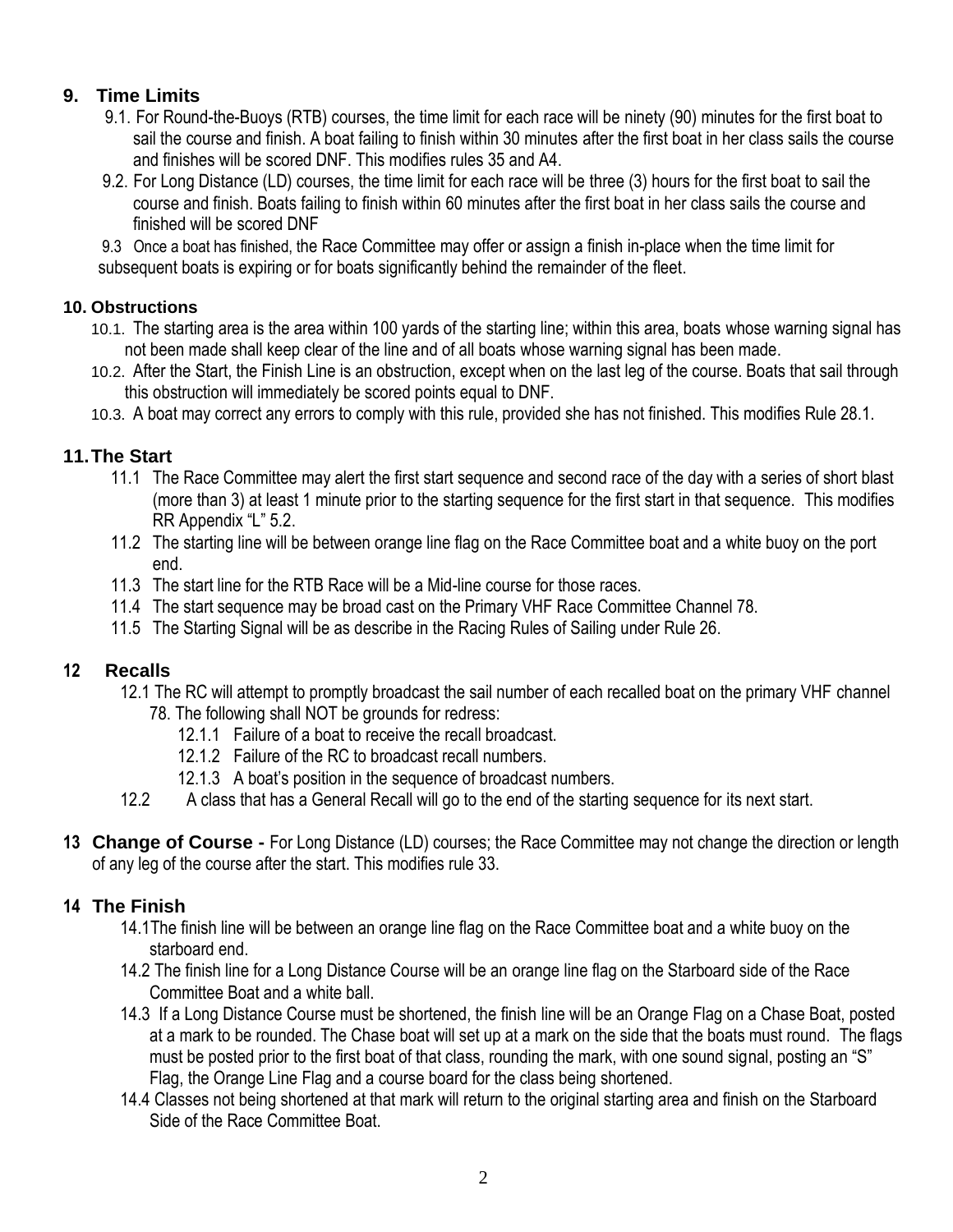## 9. Time Limits

9.1. For Round-the-Buoys (RTB) courses, the time limit for each race will be ninety (90) minutes for the first boat to sail the course and finish. A boat failing to finish within 30 minutes after the first boat in her class sails the course and finishes will be scored DNF. This modifies rules 35 and A4.

9.2. For Long Distance (LD) courses, the time limit for each race will be three (3) hours for the first boat to sail the course and finish. Boats failing to finish within 60 minutes after the first boat in her class sails the course and finished will be scored DNF

9.3 Once a boat has finished, the Race Committee may offer or assign a finish in-place when the time limit for subsequent boats is expiring or for boats significantly behind the remainder of the fleet.

## 10. Obstructions

10.1. The starting area is the area within 100 yards of the starting line; within this area, boats whose warning signal has not been made shall keep clear of the line and of all boats whose warning signal has been made.

10.2. After the Start, the Finish Line is an obstruction, except when on the last leg of the course. Boats that sail through this obstruction will immediately be scored points equal to DNF.

10.3. A boat may correct any errors to comply with this rule, provided she has not finished. This modifies Rule 28.1.

## 11. The Start

11.1 The Race Committee may alert the first start sequence and second race of the day with a series of short blast (more than 3) at least 1 minute prior to the starting sequence for the first start in that sequence. This modifies RR Appendix "L" 5.2.

11.2 The starting line will be between orange line flag on the Race Committee boat and a white buoy on the port end.

11.3 The start line for the RTB Race will be a Mid-line course for those races.

11.4 The start sequence may be broad cast on the Primary VHF Race Committee Channel 78.

11.5 The Starting Signal will be as describe in the Racing Rules of Sailing under Rule 26.

## 12 Recalls

12.1 The RC will attempt to promptly broadcast the sail number of each recalled boat on the primary VHF channel 78. The following shall NOT be grounds for redress:

- 12.1.1 Failure of a boat to receive the recall broadcast.
- 12.1.2 Failure of the RC to broadcast recall numbers.
- 12.1.3 A boat's position in the sequence of broadcast numbers.

12.2 A class that has a General Recall will go to the end of the starting sequence for its next start.

**13 Change of Course -** For Long Distance (LD) courses; the Race Committee may not change the direction or length of any leg of the course after the start. This modifies rule 33.

## 14 The Finish

14.1The finish line will be between an orange line flag on the Race Committee boat and a white buoy on the starboard end.

14.2 The finish line for a Long Distance Course will be an orange line flag on the Starboard side of the Race Committee Boat and a white ball.

14.3 If a Long Distance Course must be shortened, the finish line will be an Orange Flag on a Chase Boat, posted at a mark to be rounded. The Chase boat will set up at a mark on the side that the boats must round. The flags must be posted prior to the first boat of that class, rounding the mark, with one sound signal, posting an "S" Flag, the Orange Line Flag and a course board for the class being shortened.

14.4 Classes not being shortened at that mark will return to the original starting area and finish on the Starboard Side of the Race Committee Boat.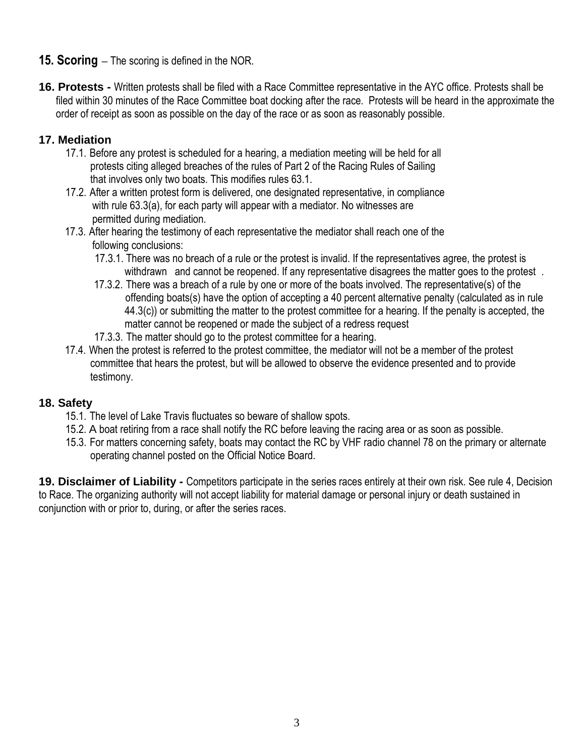**15. Scoring** – The scoring is defined in the NOR.

**16. Protests -** Written protests shall be filed with a Race Committee representative in the AYC office. Protests shall be filed within 30 minutes of the Race Committee boat docking after the race. Protests will be heard in the approximate the order of receipt as soon as possible on the day of the race or as soon as reasonably possible.

**17. Mediation**

17.1. Before any protest is scheduled for a hearing, a mediation meeting will be held for all protests citing alleged breaches of the rules of Part 2 of the Racing Rules of Sailing that involves only two boats. This modifies rules 63.1.

17.2. After a written protest form is delivered, one designated representative, in compliance with rule 63.3(a), for each party will appear with a mediator. No witnesses are permitted during mediation.

17.3. After hearing the testimony of each representative the mediator shall reach one of the following conclusions:

17.3.1. There was no breach of a rule or the protest is invalid. If the representatives agree, the protest is withdrawn and cannot be reopened. If any representative disagrees the matter goes to the protest .

17.3.2. There was a breach of a rule by one or more of the boats involved. The representative(s) of the offending boats(s) have the option of accepting a 40 percent alternative penalty (calculated as in rule 44.3(c)) or submitting the matter to the protest committee for a hearing. If the penalty is accepted, the matter cannot be reopened or made the subject of a redress request

17.3.3. The matter should go to the protest committee for a hearing.

17.4. When the protest is referred to the protest committee, the mediator will not be a member of the protest committee that hears the protest, but will be allowed to observe the evidence presented and to provide testimony.

**18. Safety**

15.1. The level of Lake Travis fluctuates so beware of shallow spots.

15.2. A boat retiring from a race shall notify the RC before leaving the racing area or as soon as possible.

15.3. For matters concerning safety, boats may contact the RC by VHF radio channel 78 on the primary or alternate operating channel posted on the Official Notice Board.

**19. Disclaimer of Liability -** Competitors participate in the series races entirely at their own risk. See rule 4, Decision to Race. The organizing authority will not accept liability for material damage or personal injury or death sustained in conjunction with or prior to, during, or after the series races.